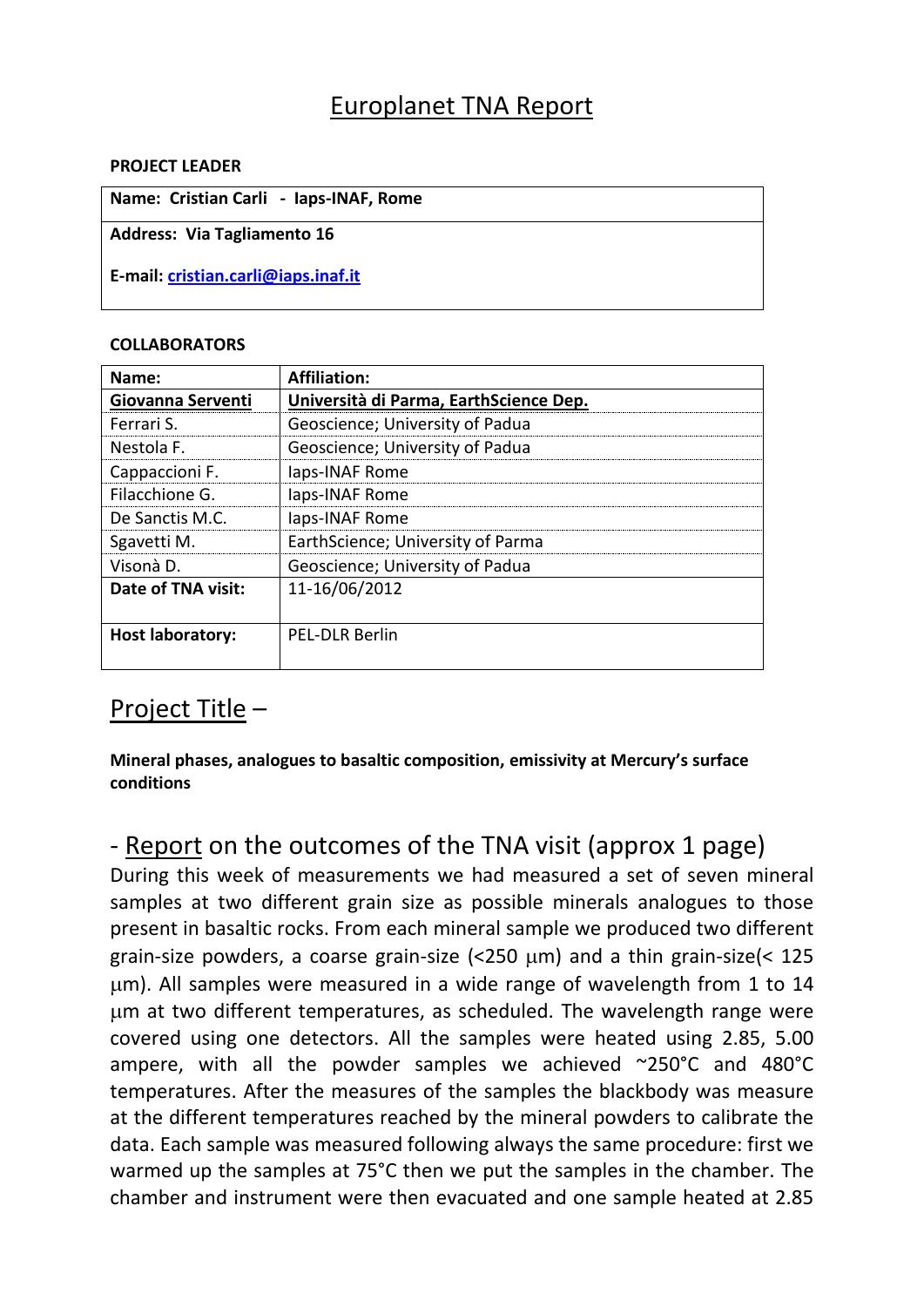# Europlanet TNA Report

**PROJECT LEADER**

| **Name: Cristian Carli - Iaps-INAF, Rome** |
|---|
| **Address: Via Tagliamento 16**<br><br>**E-mail: [cristian.carli@iaps.inaf.it](mailto:cristian.carli@iaps.inaf.it)** |

**COLLABORATORS**

| **Name:** | **Affiliation:** |
|---|---|
| **Giovanna Serventi** | **Università di Parma, EarthScience Dep.** |
| Ferrari S. | Geoscience; University of Padua |
| Nestola F. | Geoscience; University of Padua |
| Cappaccioni F. | Iaps-INAF Rome |
| Filacchione G. | Iaps-INAF Rome |
| De Sanctis M.C. | Iaps-INAF Rome |
| Sgavetti M. | EarthScience; University of Parma |
| Visonà D. | Geoscience; University of Padua |
| **Date of TNA visit:** | 11-16/06/2012 |
| **Host laboratory:** | PEL-DLR Berlin |

## Project Title –

**Mineral phases, analogues to basaltic composition, emissivity at Mercury's surface conditions**

## - Report on the outcomes of the TNA visit (approx 1 page)

During this week of measurements we had measured a set of seven mineral samples at two different grain size as possible minerals analogues to those present in basaltic rocks. From each mineral sample we produced two different grain-size powders, a coarse grain-size (<250 μm) and a thin grain-size(< 125 μm). All samples were measured in a wide range of wavelength from 1 to 14 μm at two different temperatures, as scheduled. The wavelength range were covered using one detectors. All the samples were heated using 2.85, 5.00 ampere, with all the powder samples we achieved ~250°C and 480°C temperatures. After the measures of the samples the blackbody was measure at the different temperatures reached by the mineral powders to calibrate the data. Each sample was measured following always the same procedure: first we warmed up the samples at 75°C then we put the samples in the chamber. The chamber and instrument were then evacuated and one sample heated at 2.85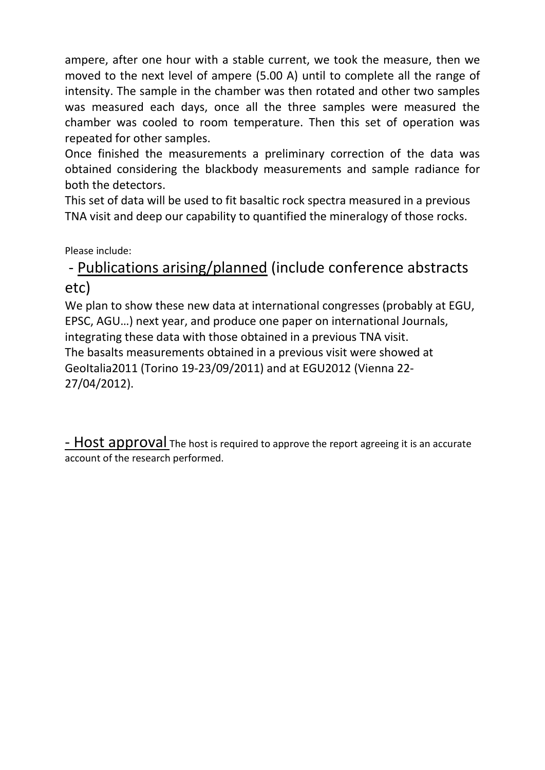ampere, after one hour with a stable current, we took the measure, then we moved to the next level of ampere (5.00 A) until to complete all the range of intensity. The sample in the chamber was then rotated and other two samples was measured each days, once all the three samples were measured the chamber was cooled to room temperature. Then this set of operation was repeated for other samples.

Once finished the measurements a preliminary correction of the data was obtained considering the blackbody measurements and sample radiance for both the detectors.

This set of data will be used to fit basaltic rock spectra measured in a previous TNA visit and deep our capability to quantified the mineralogy of those rocks.

Please include:

## - Publications arising/planned (include conference abstracts etc)

We plan to show these new data at international congresses (probably at EGU, EPSC, AGU…) next year, and produce one paper on international Journals, integrating these data with those obtained in a previous TNA visit.

The basalts measurements obtained in a previous visit were showed at GeoItalia2011 (Torino 19-23/09/2011) and at EGU2012 (Vienna 22-27/04/2012).

## - Host approval

The host is required to approve the report agreeing it is an accurate account of the research performed.